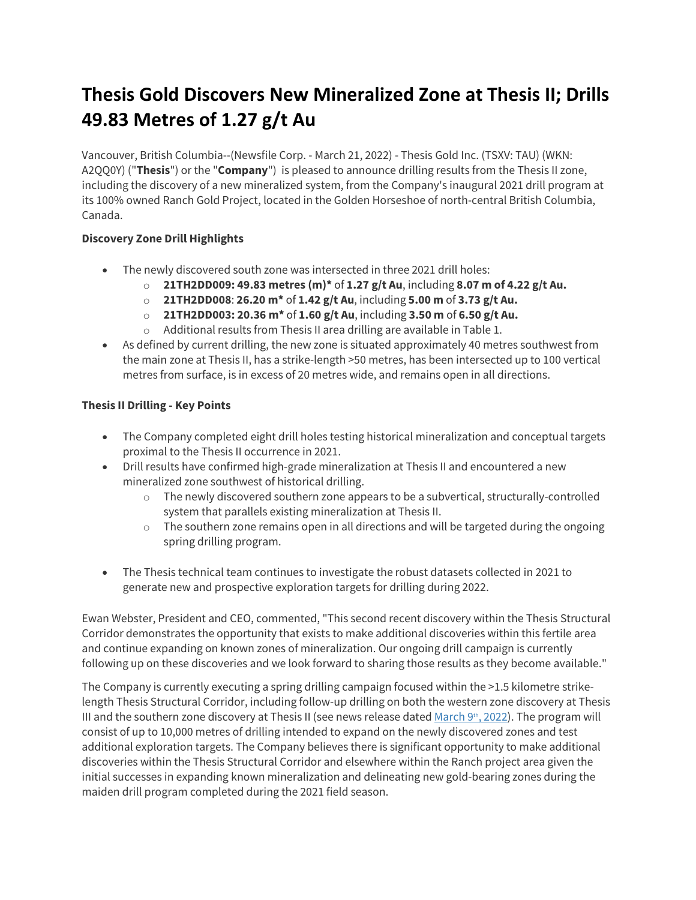# Thesis Gold Discovers New Mineralized Zone at Thesis II; Drills 49.83 Metres of 1.27 g/t Au

Vancouver, British Columbia--(Newsfile Corp. - March 21, 2022) - Thesis Gold Inc. (TSXV: TAU) (WKN: A2QQ0Y) ("**Thesis**") or the "**Company**") is pleased to announce drilling results from the Thesis II zone, including the discovery of a new mineralized system, from the Company's inaugural 2021 drill program at its 100% owned Ranch Gold Project, located in the Golden Horseshoe of north-central British Columbia, Canada.

**Discovery Zone Drill Highlights**

- The newly discovered south zone was intersected in three 2021 drill holes:
  - **21TH2DD009: 49.83 metres (m)*** of **1.27 g/t Au**, including **8.07 m of 4.22 g/t Au.**
  - **21TH2DD008**: **26.20 m*** of **1.42 g/t Au**, including **5.00 m** of **3.73 g/t Au.**
  - **21TH2DD003: 20.36 m*** of **1.60 g/t Au**, including **3.50 m** of **6.50 g/t Au.**
  - Additional results from Thesis II area drilling are available in Table 1.
- As defined by current drilling, the new zone is situated approximately 40 metres southwest from the main zone at Thesis II, has a strike-length >50 metres, has been intersected up to 100 vertical metres from surface, is in excess of 20 metres wide, and remains open in all directions.

**Thesis II Drilling - Key Points**

- The Company completed eight drill holes testing historical mineralization and conceptual targets proximal to the Thesis II occurrence in 2021.
- Drill results have confirmed high-grade mineralization at Thesis II and encountered a new mineralized zone southwest of historical drilling.
  - The newly discovered southern zone appears to be a subvertical, structurally-controlled system that parallels existing mineralization at Thesis II.
  - The southern zone remains open in all directions and will be targeted during the ongoing spring drilling program.
- The Thesis technical team continues to investigate the robust datasets collected in 2021 to generate new and prospective exploration targets for drilling during 2022.

Ewan Webster, President and CEO, commented, "This second recent discovery within the Thesis Structural Corridor demonstrates the opportunity that exists to make additional discoveries within this fertile area and continue expanding on known zones of mineralization. Our ongoing drill campaign is currently following up on these discoveries and we look forward to sharing those results as they become available."

The Company is currently executing a spring drilling campaign focused within the >1.5 kilometre strike-length Thesis Structural Corridor, including follow-up drilling on both the western zone discovery at Thesis III and the southern zone discovery at Thesis II (see news release dated [March 9th, 2022]). The program will consist of up to 10,000 metres of drilling intended to expand on the newly discovered zones and test additional exploration targets. The Company believes there is significant opportunity to make additional discoveries within the Thesis Structural Corridor and elsewhere within the Ranch project area given the initial successes in expanding known mineralization and delineating new gold-bearing zones during the maiden drill program completed during the 2021 field season.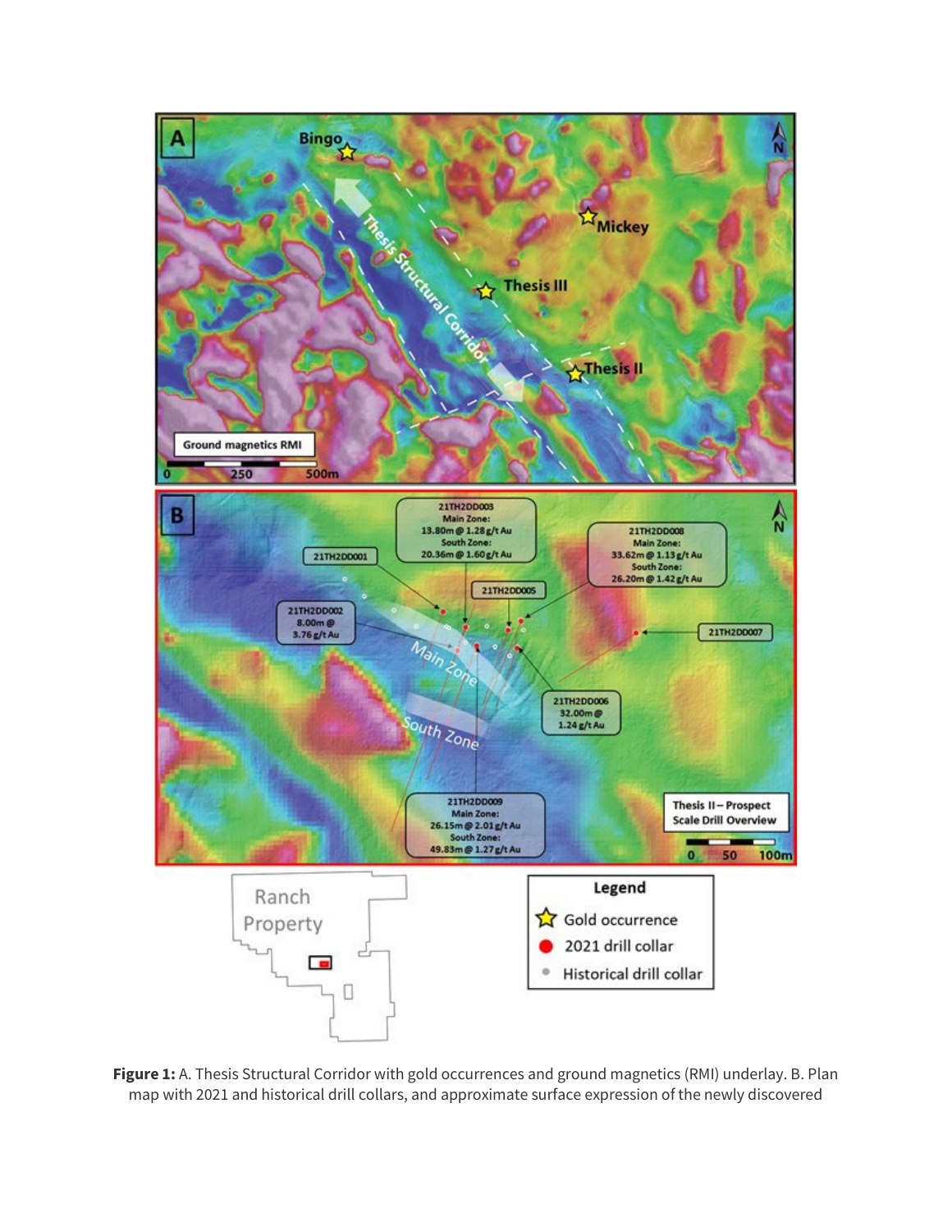**Figure 1:** A. Thesis Structural Corridor with gold occurrences and ground magnetics (RMI) underlay. B. Plan map with 2021 and historical drill collars, and approximate surface expression of the newly discovered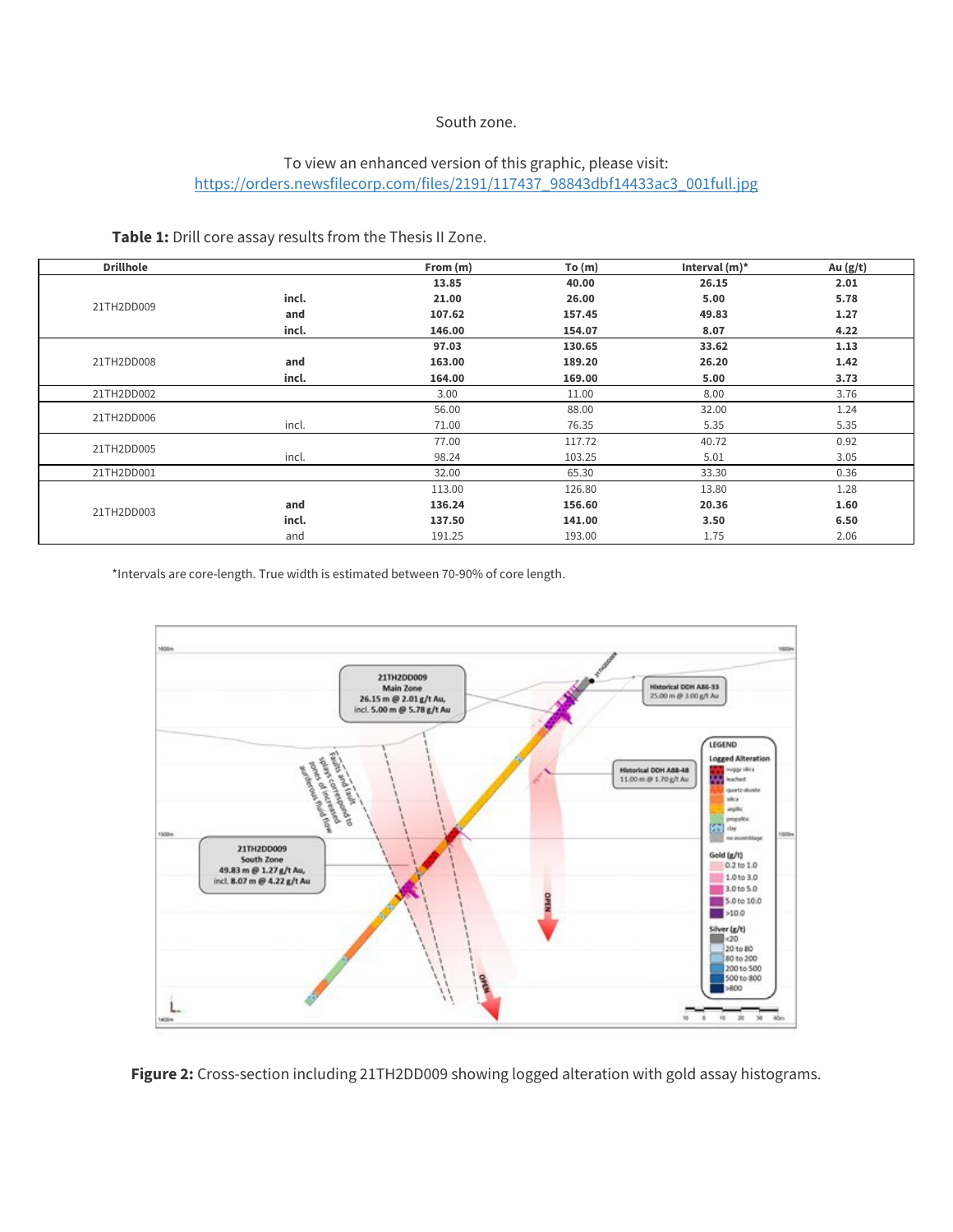South zone.

To view an enhanced version of this graphic, please visit:
https://orders.newsfilecorp.com/files/2191/117437_98843dbf14433ac3_001full.jpg

**Table 1:** Drill core assay results from the Thesis II Zone.

| Drillhole | | From (m) | To (m) | Interval (m)* | Au (g/t) |
|---|---|---|---|---|---|
| 21TH2DD009 | | **13.85** | **40.00** | **26.15** | **2.01** |
| | **incl.** | **21.00** | **26.00** | **5.00** | **5.78** |
| | **and** | **107.62** | **157.45** | **49.83** | **1.27** |
| | **incl.** | **146.00** | **154.07** | **8.07** | **4.22** |
| 21TH2DD008 | | **97.03** | **130.65** | **33.62** | **1.13** |
| | **and** | **163.00** | **189.20** | **26.20** | **1.42** |
| | **incl.** | **164.00** | **169.00** | **5.00** | **3.73** |
| 21TH2DD002 | | 3.00 | 11.00 | 8.00 | 3.76 |
| 21TH2DD006 | | 56.00 | 88.00 | 32.00 | 1.24 |
| | incl. | 71.00 | 76.35 | 5.35 | 5.35 |
| 21TH2DD005 | | 77.00 | 117.72 | 40.72 | 0.92 |
| | incl. | 98.24 | 103.25 | 5.01 | 3.05 |
| 21TH2DD001 | | 32.00 | 65.30 | 33.30 | 0.36 |
| 21TH2DD003 | | 113.00 | 126.80 | 13.80 | 1.28 |
| | **and** | **136.24** | **156.60** | **20.36** | **1.60** |
| | **incl.** | **137.50** | **141.00** | **3.50** | **6.50** |
| | and | 191.25 | 193.00 | 1.75 | 2.06 |

*Intervals are core-length. True width is estimated between 70-90% of core length.

**Figure 2:** Cross-section including 21TH2DD009 showing logged alteration with gold assay histograms.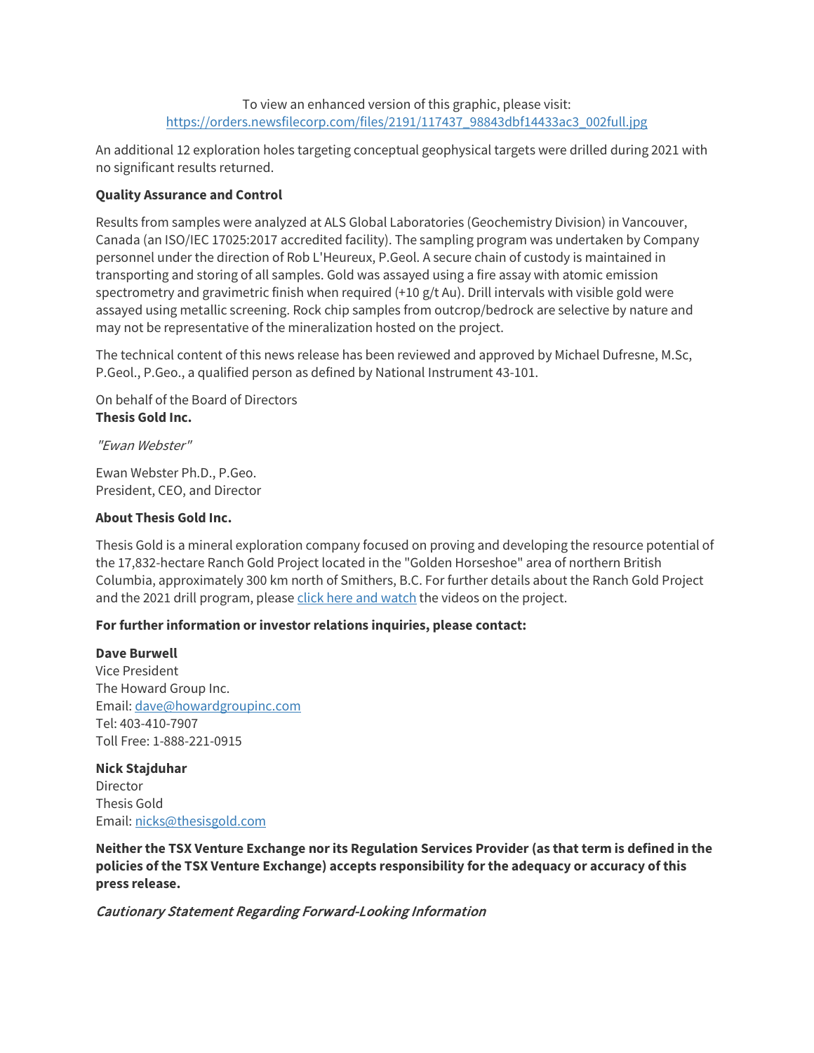To view an enhanced version of this graphic, please visit:
https://orders.newsfilecorp.com/files/2191/117437_98843dbf14433ac3_002full.jpg

An additional 12 exploration holes targeting conceptual geophysical targets were drilled during 2021 with no significant results returned.

**Quality Assurance and Control**

Results from samples were analyzed at ALS Global Laboratories (Geochemistry Division) in Vancouver, Canada (an ISO/IEC 17025:2017 accredited facility). The sampling program was undertaken by Company personnel under the direction of Rob L'Heureux, P.Geol. A secure chain of custody is maintained in transporting and storing of all samples. Gold was assayed using a fire assay with atomic emission spectrometry and gravimetric finish when required (+10 g/t Au). Drill intervals with visible gold were assayed using metallic screening. Rock chip samples from outcrop/bedrock are selective by nature and may not be representative of the mineralization hosted on the project.

The technical content of this news release has been reviewed and approved by Michael Dufresne, M.Sc, P.Geol., P.Geo., a qualified person as defined by National Instrument 43-101.

On behalf of the Board of Directors
**Thesis Gold Inc.**

*"Ewan Webster"*

Ewan Webster Ph.D., P.Geo.
President, CEO, and Director

**About Thesis Gold Inc.**

Thesis Gold is a mineral exploration company focused on proving and developing the resource potential of the 17,832-hectare Ranch Gold Project located in the "Golden Horseshoe" area of northern British Columbia, approximately 300 km north of Smithers, B.C. For further details about the Ranch Gold Project and the 2021 drill program, please click here and watch the videos on the project.

**For further information or investor relations inquiries, please contact:**

**Dave Burwell**
Vice President
The Howard Group Inc.
Email: dave@howardgroupinc.com
Tel: 403-410-7907
Toll Free: 1-888-221-0915

**Nick Stajduhar**
Director
Thesis Gold
Email: nicks@thesisgold.com

**Neither the TSX Venture Exchange nor its Regulation Services Provider (as that term is defined in the policies of the TSX Venture Exchange) accepts responsibility for the adequacy or accuracy of this press release.**

***Cautionary Statement Regarding Forward-Looking Information***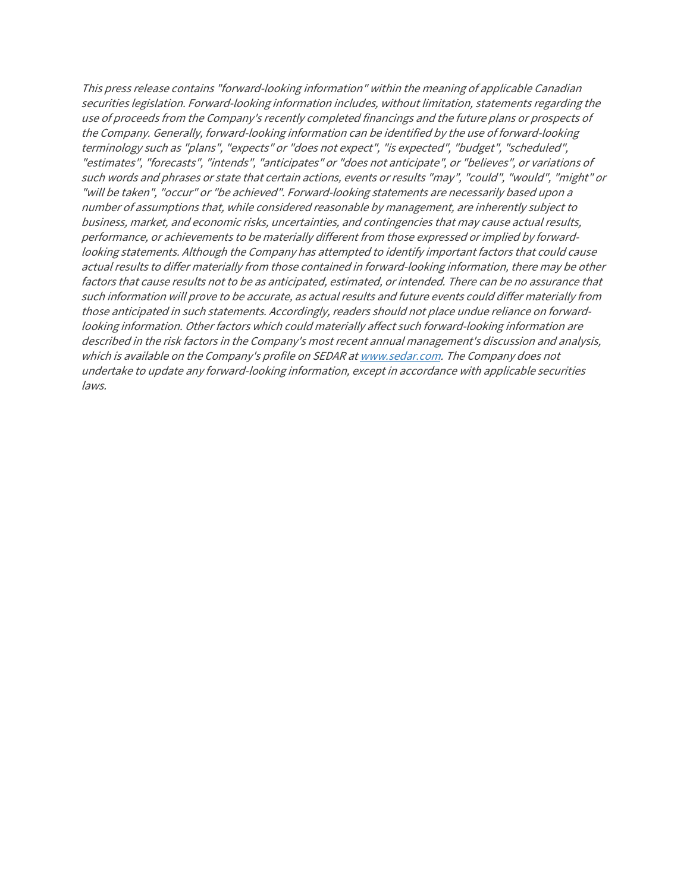*This press release contains "forward-looking information" within the meaning of applicable Canadian securities legislation. Forward-looking information includes, without limitation, statements regarding the use of proceeds from the Company's recently completed financings and the future plans or prospects of the Company. Generally, forward-looking information can be identified by the use of forward-looking terminology such as "plans", "expects" or "does not expect", "is expected", "budget", "scheduled", "estimates", "forecasts", "intends", "anticipates" or "does not anticipate", or "believes", or variations of such words and phrases or state that certain actions, events or results "may", "could", "would", "might" or "will be taken", "occur" or "be achieved". Forward-looking statements are necessarily based upon a number of assumptions that, while considered reasonable by management, are inherently subject to business, market, and economic risks, uncertainties, and contingencies that may cause actual results, performance, or achievements to be materially different from those expressed or implied by forward-looking statements. Although the Company has attempted to identify important factors that could cause actual results to differ materially from those contained in forward-looking information, there may be other factors that cause results not to be as anticipated, estimated, or intended. There can be no assurance that such information will prove to be accurate, as actual results and future events could differ materially from those anticipated in such statements. Accordingly, readers should not place undue reliance on forward-looking information. Other factors which could materially affect such forward-looking information are described in the risk factors in the Company's most recent annual management's discussion and analysis, which is available on the Company's profile on SEDAR at [www.sedar.com](http://www.sedar.com). The Company does not undertake to update any forward-looking information, except in accordance with applicable securities laws.*